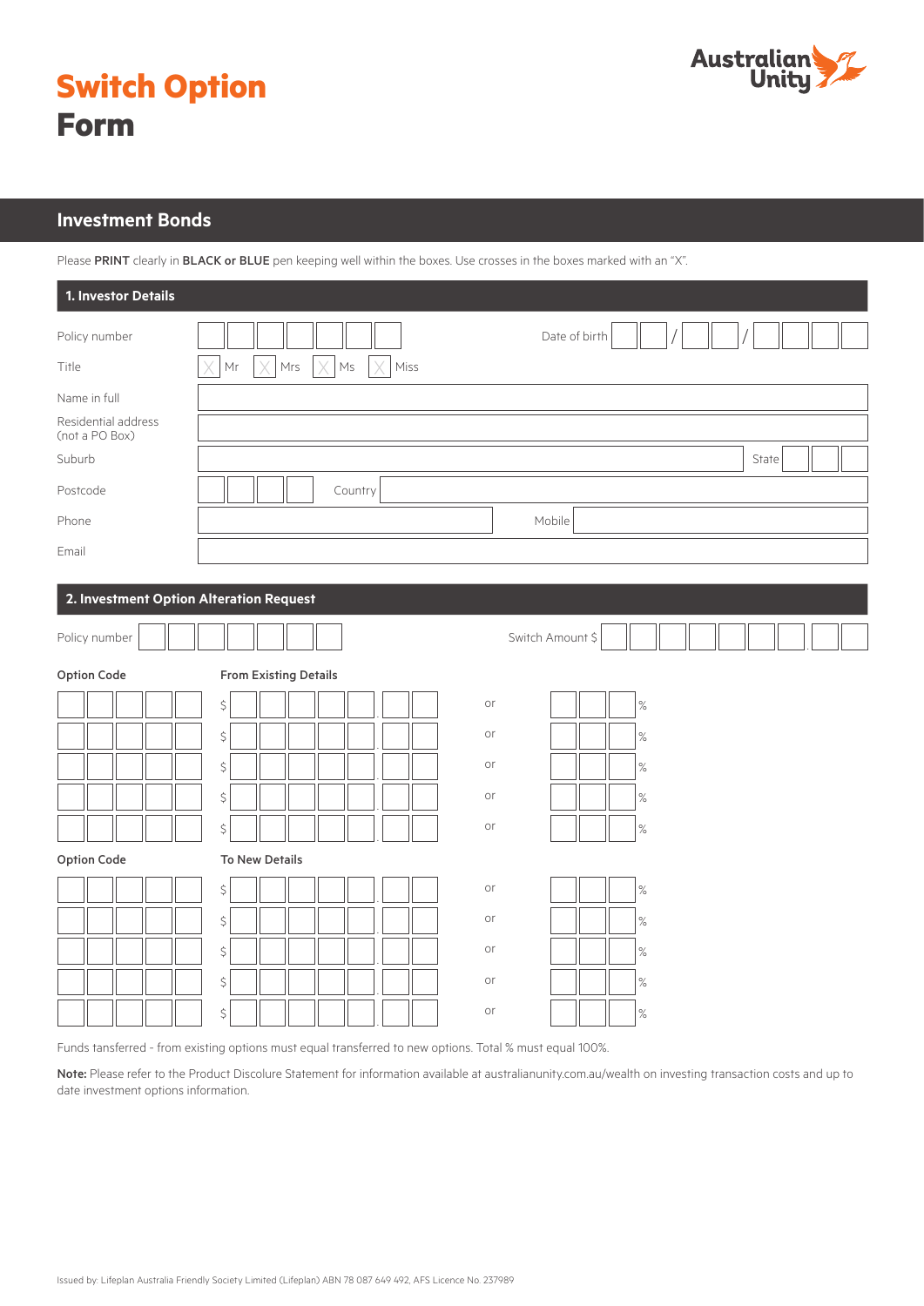# Switch Option Form

Australian Unity

## Investment Bonds

Please **PRINT** clearly in **BLACK or BLUE** pen keeping well within the boxes. Use crosses in the boxes marked with an "X".

### 1. Investor Details

| | |
|---|---|
| Policy number | Date of birth / / |
| Title | Mr / Mrs / Ms / Miss |
| Name in full | |
| Residential address (not a PO Box) | |
| Suburb | State |
| Postcode | Country |
| Phone | Mobile |
| Email | |

### 2. Investment Option Alteration Request

Policy number | Switch Amount $

| Option Code | From Existing Details | | |
|---|---|---|---|
| | $ | or | % |
| | $ | or | % |
| | $ | or | % |
| | $ | or | % |
| | $ | or | % |

| Option Code | To New Details | | |
|---|---|---|---|
| | $ | or | % |
| | $ | or | % |
| | $ | or | % |
| | $ | or | % |
| | $ | or | % |

Funds tansferred - from existing options must equal transferred to new options. Total % must equal 100%.

**Note:** Please refer to the Product Discolure Statement for information available at australianunity.com.au/wealth on investing transaction costs and up to date investment options information.

Issued by: Lifeplan Australia Friendly Society Limited (Lifeplan) ABN 78 087 649 492, AFS Licence No. 237989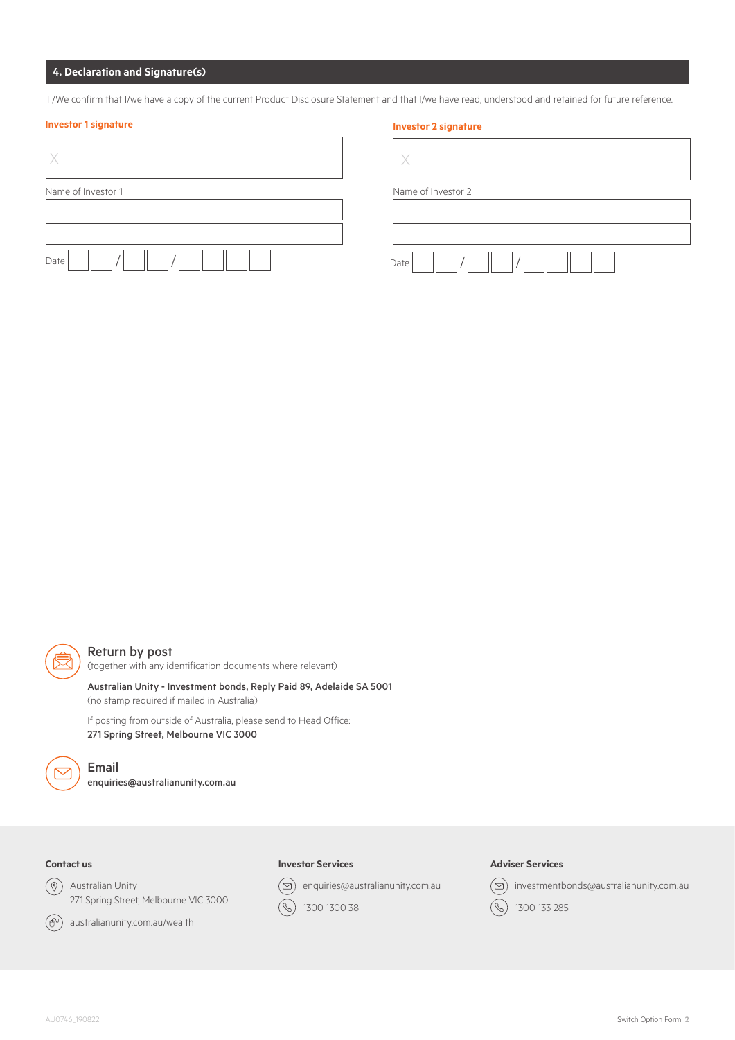## 4. Declaration and Signature(s)

I /We confirm that I/we have a copy of the current Product Disclosure Statement and that I/we have read, understood and retained for future reference.

**Investor 1 signature**

X

Name of Investor 1

Date __ __ / __ __ / __ __ __ __

**Investor 2 signature**

X

Name of Investor 2

Date __ __ / __ __ / __ __ __ __

### Return by post

(together with any identification documents where relevant)

**Australian Unity - Investment bonds, Reply Paid 89, Adelaide SA 5001**
(no stamp required if mailed in Australia)

If posting from outside of Australia, please send to Head Office:
**271 Spring Street, Melbourne VIC 3000**

### Email

**enquiries@australianunity.com.au**

**Contact us**

Australian Unity
271 Spring Street, Melbourne VIC 3000

australianunity.com.au/wealth

**Investor Services**

enquiries@australianunity.com.au

1300 1300 38

**Adviser Services**

investmentbonds@australianunity.com.au

1300 133 285

AU0746_190822